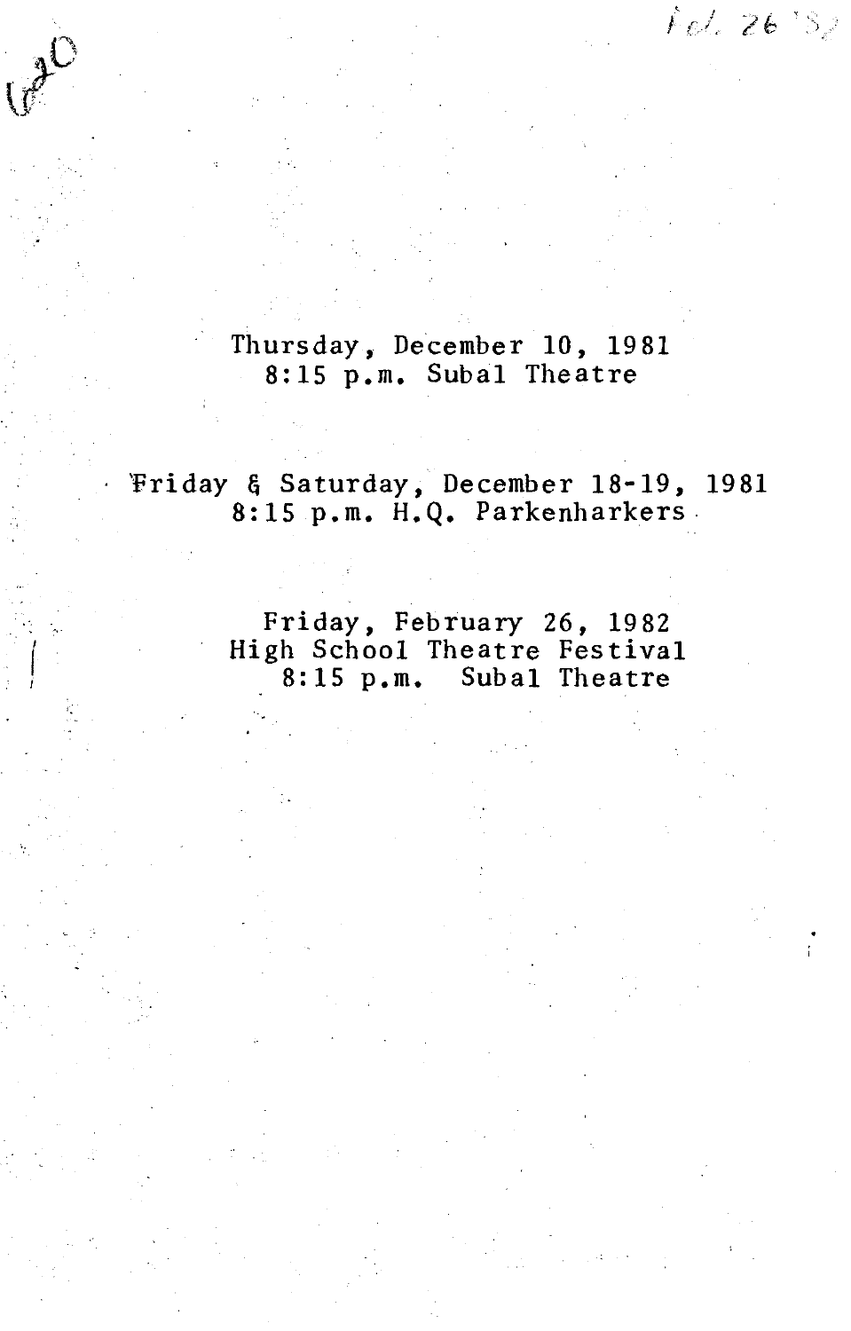Thursday, December 10, 1981
8:15 p.m. Subal Theatre

Friday & Saturday, December 18-19, 1981
8:15 p.m. H.Q. Parkenharkers

Friday, February 26, 1982
High School Theatre Festival
8:15 p.m. Subal Theatre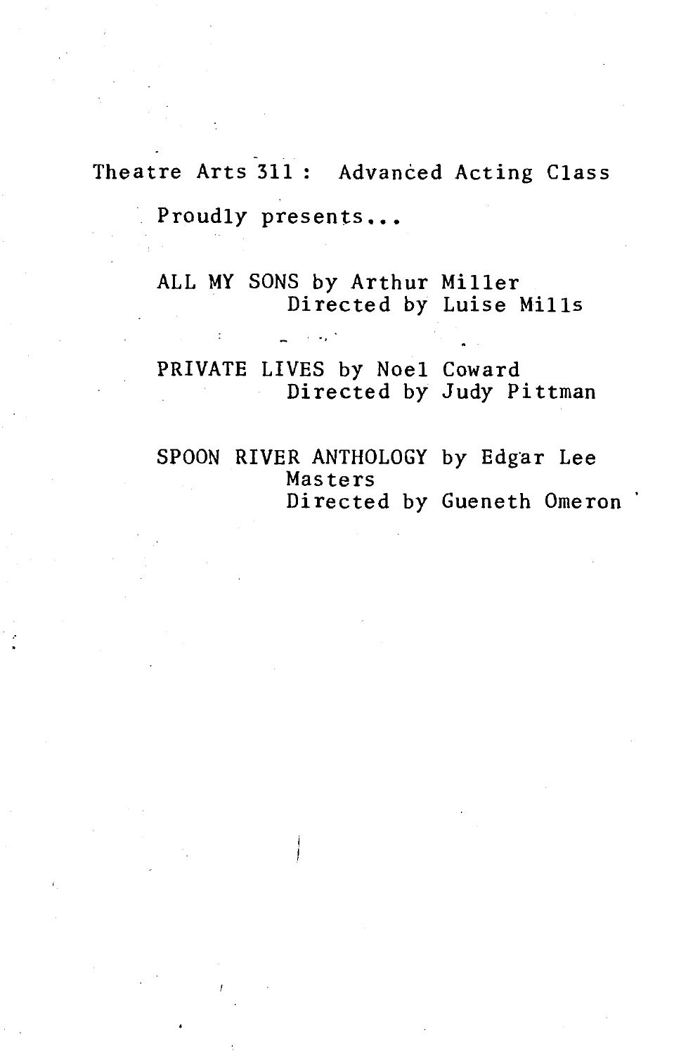Theatre Arts 311 : Advanced Acting Class

Proudly presents...

ALL MY SONS by Arthur Miller
Directed by Luise Mills

PRIVATE LIVES by Noel Coward
Directed by Judy Pittman

SPOON RIVER ANTHOLOGY by Edgar Lee Masters
Directed by Gueneth Omeron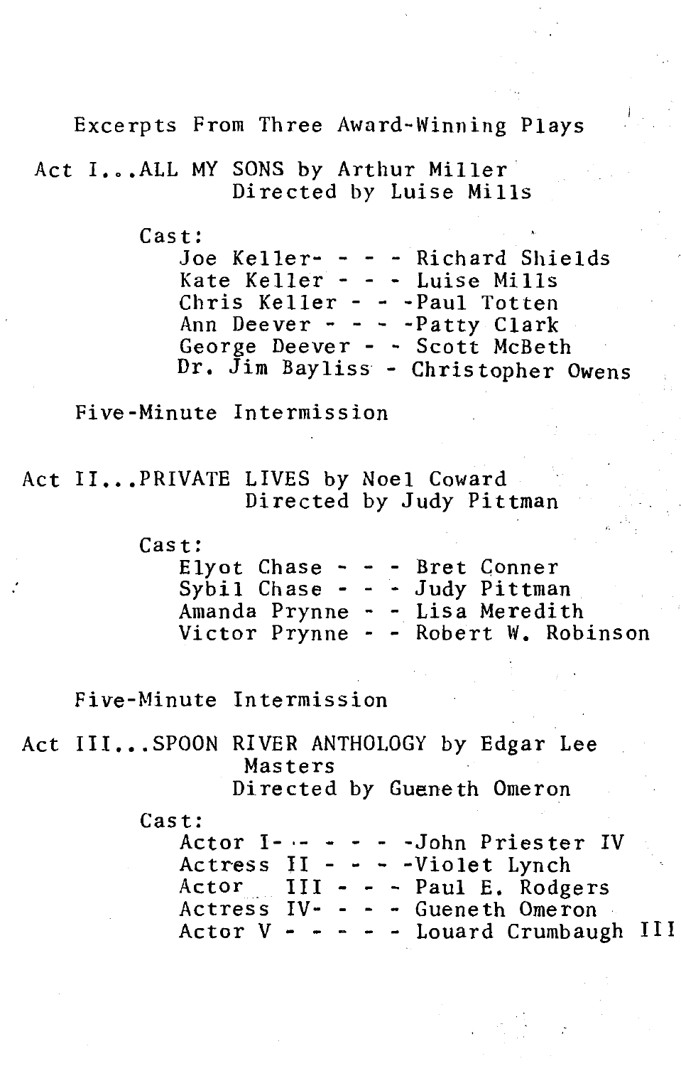## Excerpts From Three Award-Winning Plays

### Act I...ALL MY SONS by Arthur Miller
Directed by Luise Mills

Cast:

- Joe Keller- - - - Richard Shields
- Kate Keller - - - Luise Mills
- Chris Keller - - -Paul Totten
- Ann Deever - - - -Patty Clark
- George Deever - - Scott McBeth
- Dr. Jim Bayliss - Christopher Owens

Five-Minute Intermission

### Act II...PRIVATE LIVES by Noel Coward
Directed by Judy Pittman

Cast:

- Elyot Chase - - - Bret Conner
- Sybil Chase - - - Judy Pittman
- Amanda Prynne - - Lisa Meredith
- Victor Prynne - - Robert W. Robinson

Five-Minute Intermission

### Act III...SPOON RIVER ANTHOLOGY by Edgar Lee Masters
Directed by Gueneth Omeron

Cast:

- Actor I- - - - - -John Priester IV
- Actress II - - - -Violet Lynch
- Actor III - - - Paul E. Rodgers
- Actress IV- - - - Gueneth Omeron
- Actor V - - - - - Louard Crumbaugh III